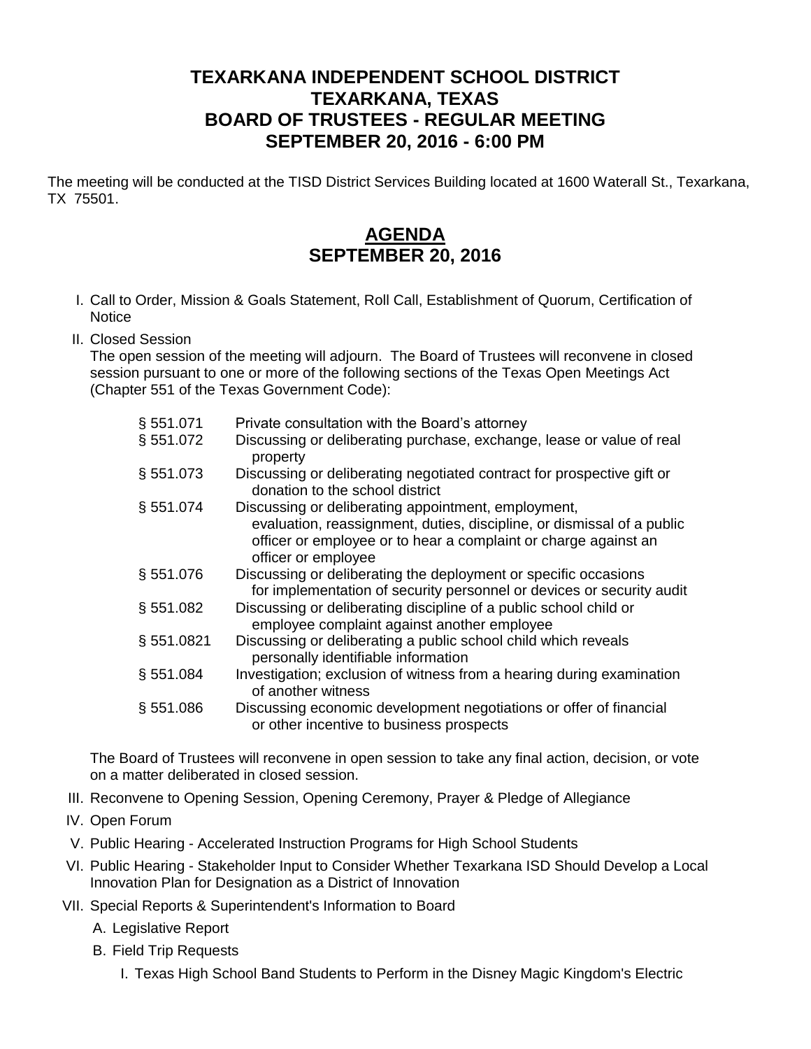# TEXARKANA INDEPENDENT SCHOOL DISTRICT
# TEXARKANA, TEXAS
# BOARD OF TRUSTEES - REGULAR MEETING
# SEPTEMBER 20, 2016 - 6:00 PM

The meeting will be conducted at the TISD District Services Building located at 1600 Waterall St., Texarkana, TX 75501.

## AGENDA
## SEPTEMBER 20, 2016

I. Call to Order, Mission & Goals Statement, Roll Call, Establishment of Quorum, Certification of Notice

II. Closed Session
   The open session of the meeting will adjourn. The Board of Trustees will reconvene in closed session pursuant to one or more of the following sections of the Texas Open Meetings Act (Chapter 551 of the Texas Government Code):

| | |
|---|---|
| § 551.071 | Private consultation with the Board's attorney |
| § 551.072 | Discussing or deliberating purchase, exchange, lease or value of real property |
| § 551.073 | Discussing or deliberating negotiated contract for prospective gift or donation to the school district |
| § 551.074 | Discussing or deliberating appointment, employment, evaluation, reassignment, duties, discipline, or dismissal of a public officer or employee or to hear a complaint or charge against an officer or employee |
| § 551.076 | Discussing or deliberating the deployment or specific occasions for implementation of security personnel or devices or security audit |
| § 551.082 | Discussing or deliberating discipline of a public school child or employee complaint against another employee |
| § 551.0821 | Discussing or deliberating a public school child which reveals personally identifiable information |
| § 551.084 | Investigation; exclusion of witness from a hearing during examination of another witness |
| § 551.086 | Discussing economic development negotiations or offer of financial or other incentive to business prospects |

   The Board of Trustees will reconvene in open session to take any final action, decision, or vote on a matter deliberated in closed session.

III. Reconvene to Opening Session, Opening Ceremony, Prayer & Pledge of Allegiance

IV. Open Forum

V. Public Hearing - Accelerated Instruction Programs for High School Students

VI. Public Hearing - Stakeholder Input to Consider Whether Texarkana ISD Should Develop a Local Innovation Plan for Designation as a District of Innovation

VII. Special Reports & Superintendent's Information to Board

   A. Legislative Report

   B. Field Trip Requests

      I. Texas High School Band Students to Perform in the Disney Magic Kingdom's Electric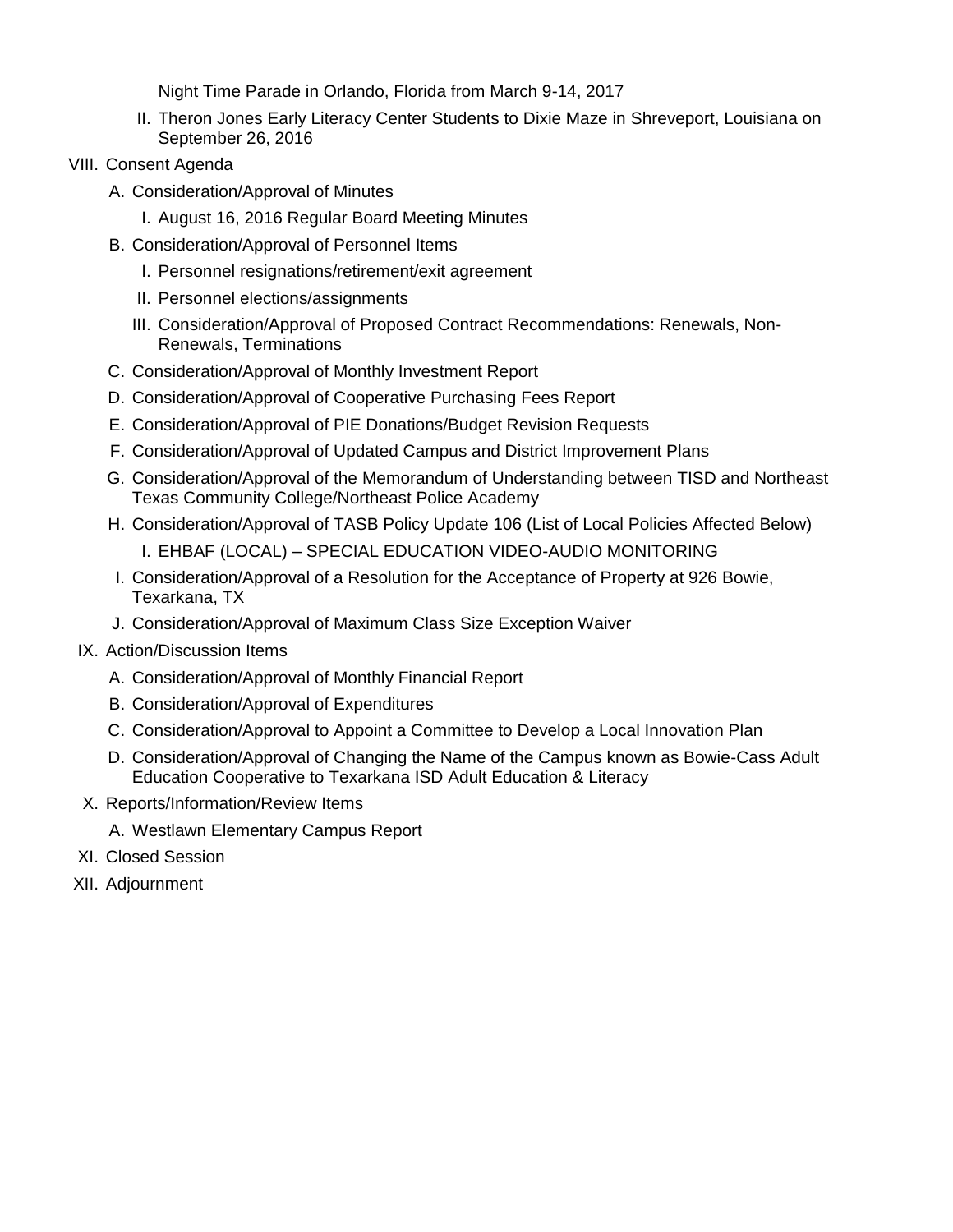Night Time Parade in Orlando, Florida from March 9-14, 2017

II. Theron Jones Early Literacy Center Students to Dixie Maze in Shreveport, Louisiana on September 26, 2016

VIII. Consent Agenda

A. Consideration/Approval of Minutes

I. August 16, 2016 Regular Board Meeting Minutes

B. Consideration/Approval of Personnel Items

I. Personnel resignations/retirement/exit agreement

II. Personnel elections/assignments

III. Consideration/Approval of Proposed Contract Recommendations: Renewals, Non-Renewals, Terminations

C. Consideration/Approval of Monthly Investment Report

D. Consideration/Approval of Cooperative Purchasing Fees Report

E. Consideration/Approval of PIE Donations/Budget Revision Requests

F. Consideration/Approval of Updated Campus and District Improvement Plans

G. Consideration/Approval of the Memorandum of Understanding between TISD and Northeast Texas Community College/Northeast Police Academy

H. Consideration/Approval of TASB Policy Update 106 (List of Local Policies Affected Below)

I. EHBAF (LOCAL) – SPECIAL EDUCATION VIDEO-AUDIO MONITORING

I. Consideration/Approval of a Resolution for the Acceptance of Property at 926 Bowie, Texarkana, TX

J. Consideration/Approval of Maximum Class Size Exception Waiver

IX. Action/Discussion Items

A. Consideration/Approval of Monthly Financial Report

B. Consideration/Approval of Expenditures

C. Consideration/Approval to Appoint a Committee to Develop a Local Innovation Plan

D. Consideration/Approval of Changing the Name of the Campus known as Bowie-Cass Adult Education Cooperative to Texarkana ISD Adult Education & Literacy

X. Reports/Information/Review Items

A. Westlawn Elementary Campus Report

XI. Closed Session

XII. Adjournment